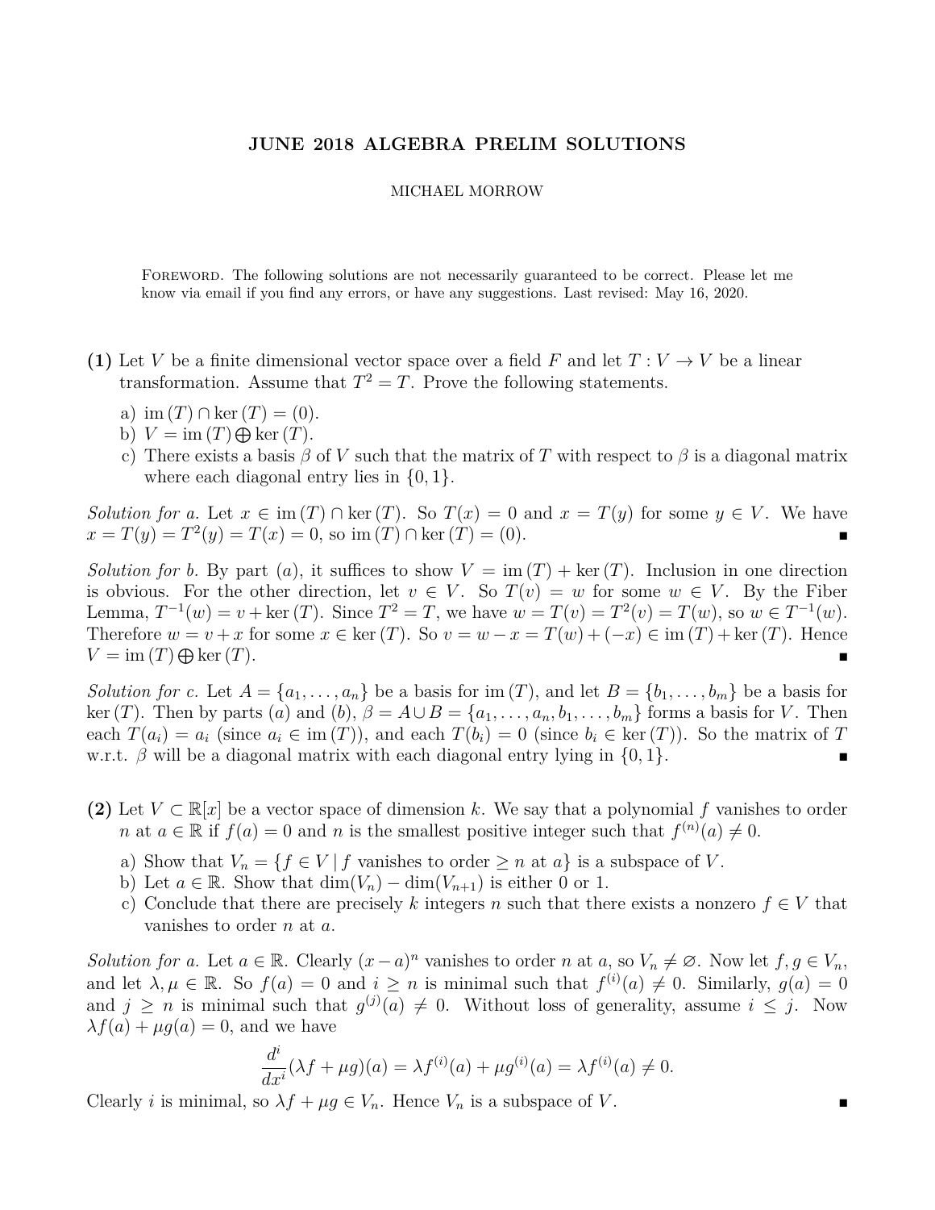# JUNE 2018 ALGEBRA PRELIM SOLUTIONS

MICHAEL MORROW

Foreword. The following solutions are not necessarily guaranteed to be correct. Please let me know via email if you find any errors, or have any suggestions. Last revised: May 16, 2020.

**(1)** Let $V$ be a finite dimensional vector space over a field $F$ and let $T : V \to V$ be a linear transformation. Assume that $T^2 = T$. Prove the following statements.

a) $\text{im}(T) \cap \ker(T) = (0)$.
b) $V = \text{im}(T) \bigoplus \ker(T)$.
c) There exists a basis $\beta$ of $V$ such that the matrix of $T$ with respect to $\beta$ is a diagonal matrix where each diagonal entry lies in $\{0, 1\}$.

*Solution for a.* Let $x \in \text{im}(T) \cap \ker(T)$. So $T(x) = 0$ and $x = T(y)$ for some $y \in V$. We have $x = T(y) = T^2(y) = T(x) = 0$, so $\text{im}(T) \cap \ker(T) = (0)$. ∎

*Solution for b.* By part $(a)$, it suffices to show $V = \text{im}(T) + \ker(T)$. Inclusion in one direction is obvious. For the other direction, let $v \in V$. So $T(v) = w$ for some $w \in V$. By the Fiber Lemma, $T^{-1}(w) = v + \ker(T)$. Since $T^2 = T$, we have $w = T(v) = T^2(v) = T(w)$, so $w \in T^{-1}(w)$. Therefore $w = v + x$ for some $x \in \ker(T)$. So $v = w - x = T(w) + (-x) \in \text{im}(T) + \ker(T)$. Hence $V = \text{im}(T) \bigoplus \ker(T)$. ∎

*Solution for c.* Let $A = \{a_1, \ldots, a_n\}$ be a basis for $\text{im}(T)$, and let $B = \{b_1, \ldots, b_m\}$ be a basis for $\ker(T)$. Then by parts $(a)$ and $(b)$, $\beta = A \cup B = \{a_1, \ldots, a_n, b_1, \ldots, b_m\}$ forms a basis for $V$. Then each $T(a_i) = a_i$ (since $a_i \in \text{im}(T)$), and each $T(b_i) = 0$ (since $b_i \in \ker(T)$). So the matrix of $T$ w.r.t. $\beta$ will be a diagonal matrix with each diagonal entry lying in $\{0, 1\}$. ∎

**(2)** Let $V \subset \mathbb{R}[x]$ be a vector space of dimension $k$. We say that a polynomial $f$ vanishes to order $n$ at $a \in \mathbb{R}$ if $f(a) = 0$ and $n$ is the smallest positive integer such that $f^{(n)}(a) \neq 0$.

a) Show that $V_n = \{f \in V \mid f \text{ vanishes to order} \geq n \text{ at } a\}$ is a subspace of $V$.
b) Let $a \in \mathbb{R}$. Show that $\dim(V_n) - \dim(V_{n+1})$ is either 0 or 1.
c) Conclude that there are precisely $k$ integers $n$ such that there exists a nonzero $f \in V$ that vanishes to order $n$ at $a$.

*Solution for a.* Let $a \in \mathbb{R}$. Clearly $(x - a)^n$ vanishes to order $n$ at $a$, so $V_n \neq \varnothing$. Now let $f, g \in V_n$, and let $\lambda, \mu \in \mathbb{R}$. So $f(a) = 0$ and $i \geq n$ is minimal such that $f^{(i)}(a) \neq 0$. Similarly, $g(a) = 0$ and $j \geq n$ is minimal such that $g^{(j)}(a) \neq 0$. Without loss of generality, assume $i \leq j$. Now $\lambda f(a) + \mu g(a) = 0$, and we have

$$\frac{d^i}{dx^i}(\lambda f + \mu g)(a) = \lambda f^{(i)}(a) + \mu g^{(i)}(a) = \lambda f^{(i)}(a) \neq 0.$$

Clearly $i$ is minimal, so $\lambda f + \mu g \in V_n$. Hence $V_n$ is a subspace of $V$. ∎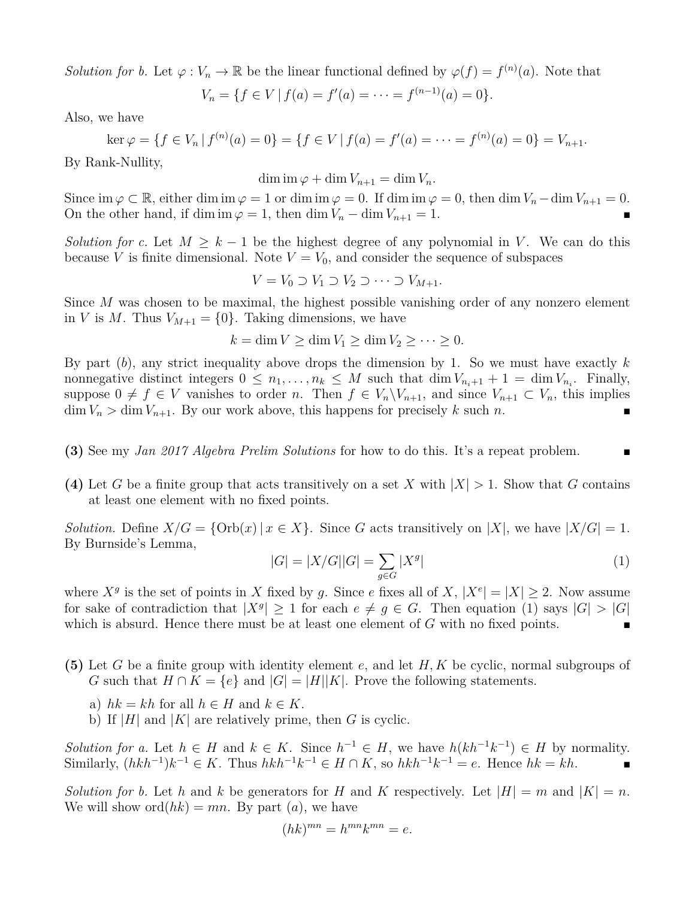*Solution for b.* Let $\varphi : V_n \to \mathbb{R}$ be the linear functional defined by $\varphi(f) = f^{(n)}(a)$. Note that

$$V_n = \{f \in V \mid f(a) = f'(a) = \cdots = f^{(n-1)}(a) = 0\}.$$

Also, we have

$$\ker \varphi = \{f \in V_n \mid f^{(n)}(a) = 0\} = \{f \in V \mid f(a) = f'(a) = \cdots = f^{(n)}(a) = 0\} = V_{n+1}.$$

By Rank-Nullity,

$$\dim \operatorname{im} \varphi + \dim V_{n+1} = \dim V_n.$$

Since $\operatorname{im} \varphi \subset \mathbb{R}$, either $\dim \operatorname{im} \varphi = 1$ or $\dim \operatorname{im} \varphi = 0$. If $\dim \operatorname{im} \varphi = 0$, then $\dim V_n - \dim V_{n+1} = 0$. On the other hand, if $\dim \operatorname{im} \varphi = 1$, then $\dim V_n - \dim V_{n+1} = 1$. ∎

*Solution for c.* Let $M \geq k - 1$ be the highest degree of any polynomial in $V$. We can do this because $V$ is finite dimensional. Note $V = V_0$, and consider the sequence of subspaces

$$V = V_0 \supset V_1 \supset V_2 \supset \cdots \supset V_{M+1}.$$

Since $M$ was chosen to be maximal, the highest possible vanishing order of any nonzero element in $V$ is $M$. Thus $V_{M+1} = \{0\}$. Taking dimensions, we have

$$k = \dim V \geq \dim V_1 \geq \dim V_2 \geq \cdots \geq 0.$$

By part $(b)$, any strict inequality above drops the dimension by 1. So we must have exactly $k$ nonnegative distinct integers $0 \leq n_1, \ldots, n_k \leq M$ such that $\dim V_{n_i+1} + 1 = \dim V_{n_i}$. Finally, suppose $0 \neq f \in V$ vanishes to order $n$. Then $f \in V_n \backslash V_{n+1}$, and since $V_{n+1} \subset V_n$, this implies $\dim V_n > \dim V_{n+1}$. By our work above, this happens for precisely $k$ such $n$. ∎

**(3)** See my *Jan 2017 Algebra Prelim Solutions* for how to do this. It's a repeat problem. ∎

**(4)** Let $G$ be a finite group that acts transitively on a set $X$ with $|X| > 1$. Show that $G$ contains at least one element with no fixed points.

*Solution.* Define $X/G = \{\text{Orb}(x) \mid x \in X\}$. Since $G$ acts transitively on $|X|$, we have $|X/G| = 1$. By Burnside's Lemma,

$$|G| = |X/G||G| = \sum_{g \in G} |X^g| \tag{1}$$

where $X^g$ is the set of points in $X$ fixed by $g$. Since $e$ fixes all of $X$, $|X^e| = |X| \geq 2$. Now assume for sake of contradiction that $|X^g| \geq 1$ for each $e \neq g \in G$. Then equation (1) says $|G| > |G|$ which is absurd. Hence there must be at least one element of $G$ with no fixed points. ∎

**(5)** Let $G$ be a finite group with identity element $e$, and let $H, K$ be cyclic, normal subgroups of $G$ such that $H \cap K = \{e\}$ and $|G| = |H||K|$. Prove the following statements.

a) $hk = kh$ for all $h \in H$ and $k \in K$.

b) If $|H|$ and $|K|$ are relatively prime, then $G$ is cyclic.

*Solution for a.* Let $h \in H$ and $k \in K$. Since $h^{-1} \in H$, we have $h(kh^{-1}k^{-1}) \in H$ by normality. Similarly, $(hkh^{-1})k^{-1} \in K$. Thus $hkh^{-1}k^{-1} \in H \cap K$, so $hkh^{-1}k^{-1} = e$. Hence $hk = kh$. ∎

*Solution for b.* Let $h$ and $k$ be generators for $H$ and $K$ respectively. Let $|H| = m$ and $|K| = n$. We will show $\text{ord}(hk) = mn$. By part $(a)$, we have

$$(hk)^{mn} = h^{mn}k^{mn} = e.$$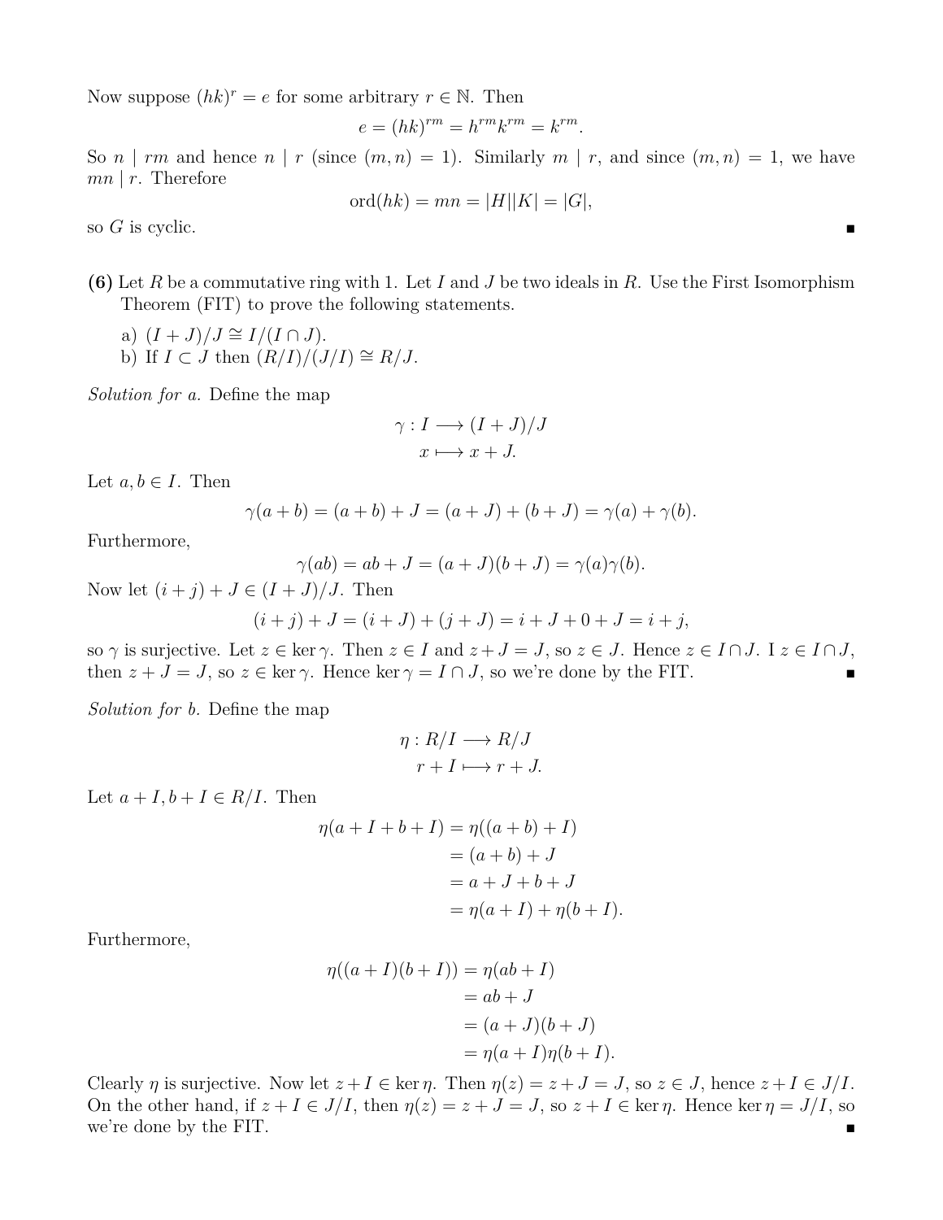Now suppose $(hk)^r = e$ for some arbitrary $r \in \mathbb{N}$. Then

$$e = (hk)^{rm} = h^{rm}k^{rm} = k^{rm}.$$

So $n \mid rm$ and hence $n \mid r$ (since $(m,n) = 1$). Similarly $m \mid r$, and since $(m,n) = 1$, we have $mn \mid r$. Therefore

$$\text{ord}(hk) = mn = |H||K| = |G|,$$

so $G$ is cyclic. ∎

**(6)** Let $R$ be a commutative ring with 1. Let $I$ and $J$ be two ideals in $R$. Use the First Isomorphism Theorem (FIT) to prove the following statements.

a) $(I + J)/J \cong I/(I \cap J)$.

b) If $I \subset J$ then $(R/I)/(J/I) \cong R/J$.

*Solution for a.* Define the map

$$\gamma : I \longrightarrow (I + J)/J$$
$$x \longmapsto x + J.$$

Let $a, b \in I$. Then

$$\gamma(a + b) = (a + b) + J = (a + J) + (b + J) = \gamma(a) + \gamma(b).$$

Furthermore,

$$\gamma(ab) = ab + J = (a + J)(b + J) = \gamma(a)\gamma(b).$$

Now let $(i + j) + J \in (I + J)/J$. Then

$$(i + j) + J = (i + J) + (j + J) = i + J + 0 + J = i + j,$$

so $\gamma$ is surjective. Let $z \in \ker \gamma$. Then $z \in I$ and $z + J = J$, so $z \in J$. Hence $z \in I \cap J$. I $z \in I \cap J$, then $z + J = J$, so $z \in \ker \gamma$. Hence $\ker \gamma = I \cap J$, so we're done by the FIT. ∎

*Solution for b.* Define the map

$$\eta : R/I \longrightarrow R/J$$
$$r + I \longmapsto r + J.$$

Let $a + I, b + I \in R/I$. Then

$$\begin{aligned}
\eta(a + I + b + I) &= \eta((a + b) + I) \\
&= (a + b) + J \\
&= a + J + b + J \\
&= \eta(a + I) + \eta(b + I).
\end{aligned}$$

Furthermore,

$$\begin{aligned}
\eta((a + I)(b + I)) &= \eta(ab + I) \\
&= ab + J \\
&= (a + J)(b + J) \\
&= \eta(a + I)\eta(b + I).
\end{aligned}$$

Clearly $\eta$ is surjective. Now let $z + I \in \ker \eta$. Then $\eta(z) = z + J = J$, so $z \in J$, hence $z + I \in J/I$. On the other hand, if $z + I \in J/I$, then $\eta(z) = z + J = J$, so $z + I \in \ker \eta$. Hence $\ker \eta = J/I$, so we're done by the FIT. ∎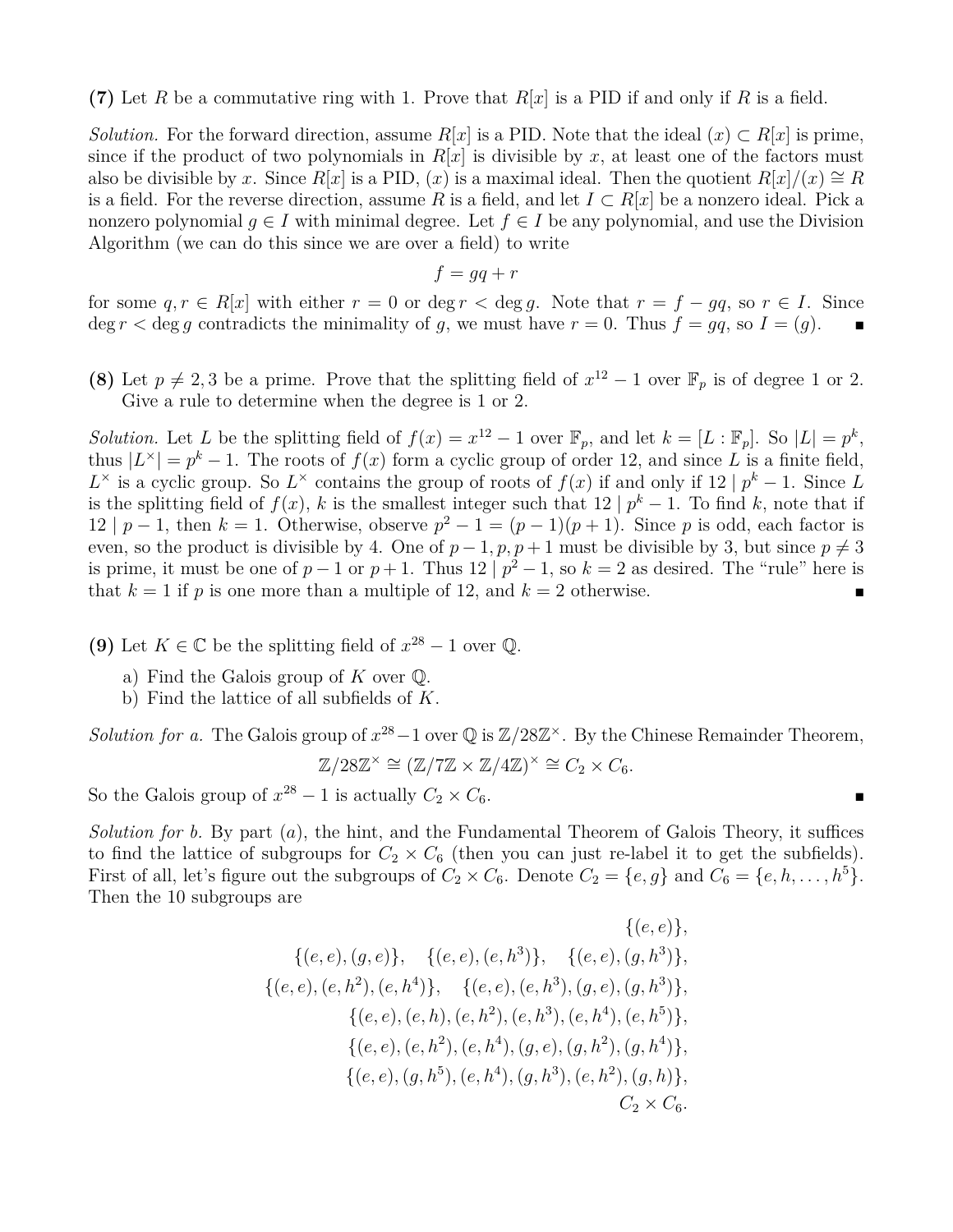**(7)** Let $R$ be a commutative ring with 1. Prove that $R[x]$ is a PID if and only if $R$ is a field.

*Solution.* For the forward direction, assume $R[x]$ is a PID. Note that the ideal $(x) \subset R[x]$ is prime, since if the product of two polynomials in $R[x]$ is divisible by $x$, at least one of the factors must also be divisible by $x$. Since $R[x]$ is a PID, $(x)$ is a maximal ideal. Then the quotient $R[x]/(x) \cong R$ is a field. For the reverse direction, assume $R$ is a field, and let $I \subset R[x]$ be a nonzero ideal. Pick a nonzero polynomial $g \in I$ with minimal degree. Let $f \in I$ be any polynomial, and use the Division Algorithm (we can do this since we are over a field) to write

$$f = gq + r$$

for some $q, r \in R[x]$ with either $r = 0$ or $\deg r < \deg g$. Note that $r = f - gq$, so $r \in I$. Since $\deg r < \deg g$ contradicts the minimality of $g$, we must have $r = 0$. Thus $f = gq$, so $I = (g)$. ∎

**(8)** Let $p \neq 2, 3$ be a prime. Prove that the splitting field of $x^{12} - 1$ over $\mathbb{F}_p$ is of degree 1 or 2. Give a rule to determine when the degree is 1 or 2.

*Solution.* Let $L$ be the splitting field of $f(x) = x^{12} - 1$ over $\mathbb{F}_p$, and let $k = [L : \mathbb{F}_p]$. So $|L| = p^k$, thus $|L^\times| = p^k - 1$. The roots of $f(x)$ form a cyclic group of order 12, and since $L$ is a finite field, $L^\times$ is a cyclic group. So $L^\times$ contains the group of roots of $f(x)$ if and only if $12 \mid p^k - 1$. Since $L$ is the splitting field of $f(x)$, $k$ is the smallest integer such that $12 \mid p^k - 1$. To find $k$, note that if $12 \mid p - 1$, then $k = 1$. Otherwise, observe $p^2 - 1 = (p-1)(p+1)$. Since $p$ is odd, each factor is even, so the product is divisible by 4. One of $p-1, p, p+1$ must be divisible by 3, but since $p \neq 3$ is prime, it must be one of $p - 1$ or $p + 1$. Thus $12 \mid p^2 - 1$, so $k = 2$ as desired. The "rule" here is that $k = 1$ if $p$ is one more than a multiple of 12, and $k = 2$ otherwise. ∎

**(9)** Let $K \in \mathbb{C}$ be the splitting field of $x^{28} - 1$ over $\mathbb{Q}$.

a) Find the Galois group of $K$ over $\mathbb{Q}$.
b) Find the lattice of all subfields of $K$.

*Solution for a.* The Galois group of $x^{28} - 1$ over $\mathbb{Q}$ is $\mathbb{Z}/28\mathbb{Z}^\times$. By the Chinese Remainder Theorem,

$$\mathbb{Z}/28\mathbb{Z}^\times \cong (\mathbb{Z}/7\mathbb{Z} \times \mathbb{Z}/4\mathbb{Z})^\times \cong C_2 \times C_6.$$

So the Galois group of $x^{28} - 1$ is actually $C_2 \times C_6$. ∎

*Solution for b.* By part $(a)$, the hint, and the Fundamental Theorem of Galois Theory, it suffices to find the lattice of subgroups for $C_2 \times C_6$ (then you can just re-label it to get the subfields). First of all, let's figure out the subgroups of $C_2 \times C_6$. Denote $C_2 = \{e, g\}$ and $C_6 = \{e, h, \ldots, h^5\}$. Then the 10 subgroups are

$$\{(e,e)\},$$
$$\{(e,e),(g,e)\}, \quad \{(e,e),(e,h^3)\}, \quad \{(e,e),(g,h^3)\},$$
$$\{(e,e),(e,h^2),(e,h^4)\}, \quad \{(e,e),(e,h^3),(g,e),(g,h^3)\},$$
$$\{(e,e),(e,h),(e,h^2),(e,h^3),(e,h^4),(e,h^5)\},$$
$$\{(e,e),(e,h^2),(e,h^4),(g,e),(g,h^2),(g,h^4)\},$$
$$\{(e,e),(g,h^5),(e,h^4),(g,h^3),(e,h^2),(g,h)\},$$
$$C_2 \times C_6.$$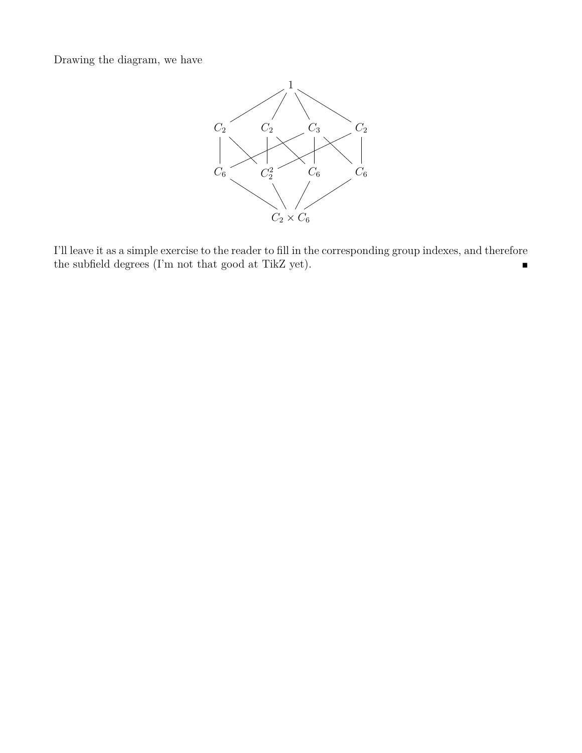Drawing the diagram, we have

1

$C_2$ $C_2$ $C_3$ $C_2$

$C_6$ $C_2^2$ $C_6$ $C_6$

$C_2 \times C_6$

I'll leave it as a simple exercise to the reader to fill in the corresponding group indexes, and therefore the subfield degrees (I'm not that good at TikZ yet). ■